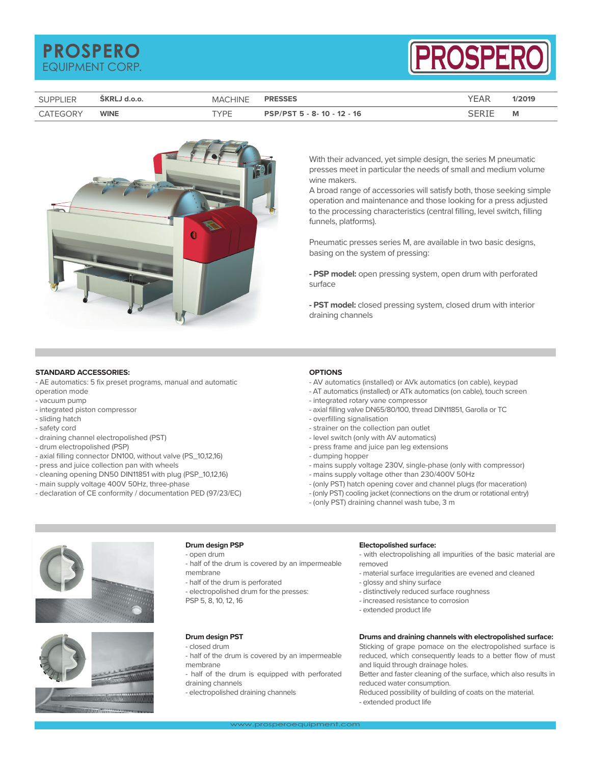# PROSPERO EQUIPMENT CORP.

| SUPPLIER | ŠKRLJ d.o.o. | MACHINE | PRESSES | YEAR | 1/2019 |
|---|---|---|---|---|---|
| CATEGORY | WINE | TYPE | PSP/PST 5 - 8- 10 - 12 - 16 | SERIE | M |

With their advanced, yet simple design, the series M pneumatic presses meet in particular the needs of small and medium volume wine makers.
A broad range of accessories will satisfy both, those seeking simple operation and maintenance and those looking for a press adjusted to the processing characteristics (central filling, level switch, filling funnels, platforms).

Pneumatic presses series M, are available in two basic designs, basing on the system of pressing:

**- PSP model:** open pressing system, open drum with perforated surface

**- PST model:** closed pressing system, closed drum with interior draining channels

**STANDARD ACCESSORIES:**

- AE automatics: 5 fix preset programs, manual and automatic operation mode
- vacuum pump
- integrated piston compressor
- sliding hatch
- safety cord
- draining channel electropolished (PST)
- drum electropolished (PSP)
- axial filling connector DN100, without valve (PS_10,12,16)
- press and juice collection pan with wheels
- cleaning opening DN50 DIN11851 with plug (PSP_10,12,16)
- main supply voltage 400V 50Hz, three-phase
- declaration of CE conformity / documentation PED (97/23/EC)

**OPTIONS**

- AV automatics (installed) or AVk automatics (on cable), keypad
- AT automatics (installed) or ATk automatics (on cable), touch screen
- integrated rotary vane compressor
- axial filling valve DN65/80/100, thread DIN11851, Garolla or TC
- overfilling signalisation
- strainer on the collection pan outlet
- level switch (only with AV automatics)
- press frame and juice pan leg extensions
- dumping hopper
- mains supply voltage 230V, single-phase (only with compressor)
- mains supply voltage other than 230/400V 50Hz
- (only PST) hatch opening cover and channel plugs (for maceration)
- (only PST) cooling jacket (connections on the drum or rotational entry)
- (only PST) draining channel wash tube, 3 m

**Drum design PSP**

- open drum
- half of the drum is covered by an impermeable membrane
- half of the drum is perforated
- electropolished drum for the presses: PSP 5, 8, 10, 12, 16

**Electopolished surface:**

- with electropolishing all impurities of the basic material are removed
- material surface irregularities are evened and cleaned
- glossy and shiny surface
- distinctively reduced surface roughness
- increased resistance to corrosion
- extended product life

**Drum design PST**

- closed drum
- half of the drum is covered by an impermeable membrane
- half of the drum is equipped with perforated draining channels
- electropolished draining channels

**Drums and draining channels with electropolished surface:**

Sticking of grape pomace on the electropolished surface is reduced, which consequently leads to a better flow of must and liquid through drainage holes.
Better and faster cleaning of the surface, which also results in reduced water consumption.
Reduced possibility of building of coats on the material.
- extended product life

www.prosperoequipment.com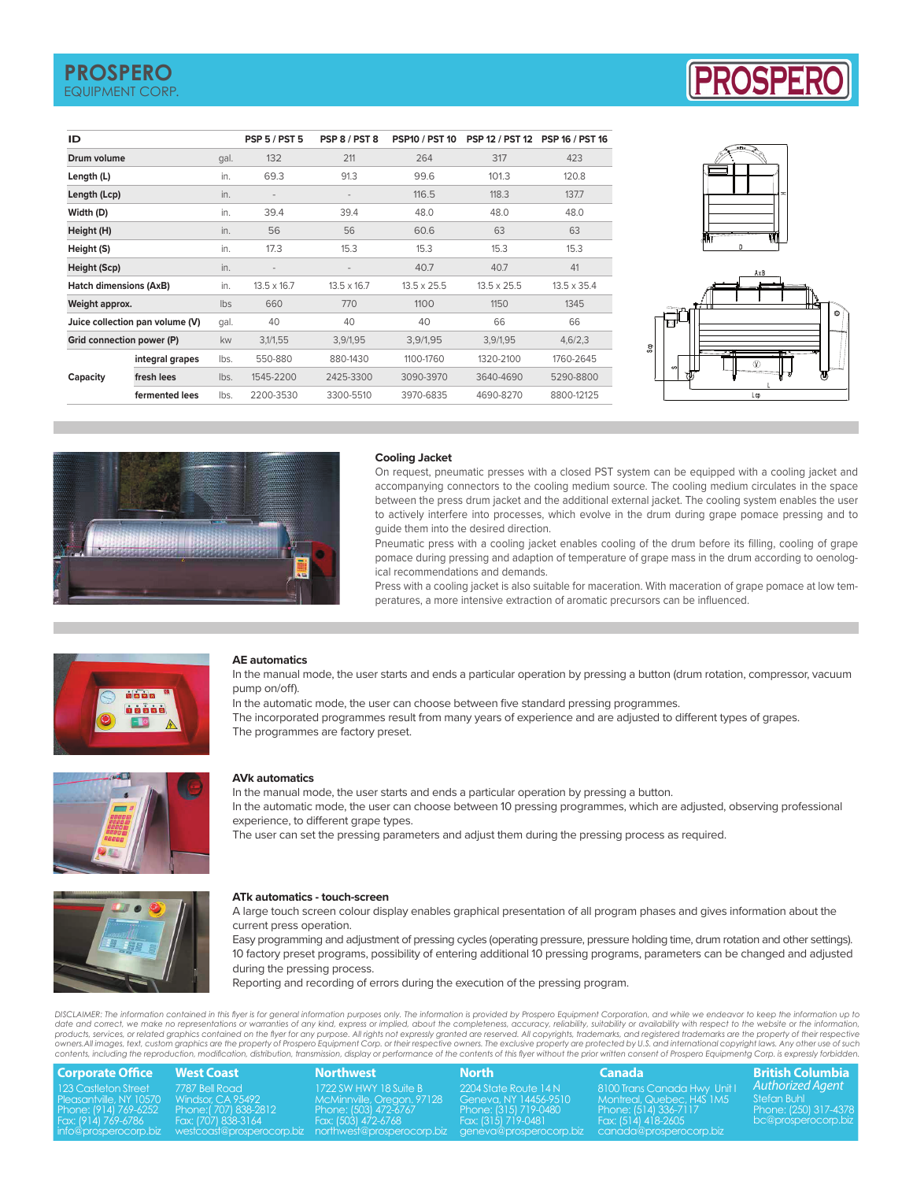# PROSPERO
EQUIPMENT CORP.

| ID | | | PSP 5 / PST 5 | PSP 8 / PST 8 | PSP10 / PST 10 | PSP 12 / PST 12 | PSP 16 / PST 16 |
|---|---|---|---|---|---|---|---|
| Drum volume | | gal. | 132 | 211 | 264 | 317 | 423 |
| Length (L) | | in. | 69.3 | 91.3 | 99.6 | 101.3 | 120.8 |
| Length (Lcp) | | in. | - | - | 116.5 | 118.3 | 137.7 |
| Width (D) | | in. | 39.4 | 39.4 | 48.0 | 48.0 | 48.0 |
| Height (H) | | in. | 56 | 56 | 60.6 | 63 | 63 |
| Height (S) | | in. | 17.3 | 15.3 | 15.3 | 15.3 | 15.3 |
| Height (Scp) | | in. | - | - | 40.7 | 40.7 | 41 |
| Hatch dimensions (AxB) | | in. | 13.5 x 16.7 | 13.5 x 16.7 | 13.5 x 25.5 | 13.5 x 25.5 | 13.5 x 35.4 |
| Weight approx. | | lbs | 660 | 770 | 1100 | 1150 | 1345 |
| Juice collection pan volume (V) | | gal. | 40 | 40 | 40 | 66 | 66 |
| Grid connection power (P) | | kw | 3,1/1,55 | 3,9/1,95 | 3,9/1,95 | 3,9/1,95 | 4,6/2,3 |
| Capacity | integral grapes | lbs. | 550-880 | 880-1430 | 1100-1760 | 1320-2100 | 1760-2645 |
| | fresh lees | lbs. | 1545-2200 | 2425-3300 | 3090-3970 | 3640-4690 | 5290-8800 |
| | fermented lees | lbs. | 2200-3530 | 3300-5510 | 3970-6835 | 4690-8270 | 8800-12125 |

### Cooling Jacket

On request, pneumatic presses with a closed PST system can be equipped with a cooling jacket and accompanying connectors to the cooling medium source. The cooling medium circulates in the space between the press drum jacket and the additional external jacket. The cooling system enables the user to actively interfere into processes, which evolve in the drum during grape pomace pressing and to guide them into the desired direction.

Pneumatic press with a cooling jacket enables cooling of the drum before its filling, cooling of grape pomace during pressing and adaption of temperature of grape mass in the drum according to oenological recommendations and demands.

Press with a cooling jacket is also suitable for maceration. With maceration of grape pomace at low temperatures, a more intensive extraction of aromatic precursors can be influenced.

### AE automatics

In the manual mode, the user starts and ends a particular operation by pressing a button (drum rotation, compressor, vacuum pump on/off).

In the automatic mode, the user can choose between five standard pressing programmes.

The incorporated programmes result from many years of experience and are adjusted to different types of grapes.

The programmes are factory preset.

### AVk automatics

In the manual mode, the user starts and ends a particular operation by pressing a button.

In the automatic mode, the user can choose between 10 pressing programmes, which are adjusted, observing professional experience, to different grape types.

The user can set the pressing parameters and adjust them during the pressing process as required.

### ATk automatics - touch-screen

A large touch screen colour display enables graphical presentation of all program phases and gives information about the current press operation.

Easy programming and adjustment of pressing cycles (operating pressure, pressure holding time, drum rotation and other settings).

10 factory preset programs, possibility of entering additional 10 pressing programs, parameters can be changed and adjusted during the pressing process.

Reporting and recording of errors during the execution of the pressing program.

*DISCLAIMER: The information contained in this flyer is for general information purposes only. The information is provided by Prospero Equipment Corporation, and while we endeavor to keep the information up to date and correct, we make no representations or warranties of any kind, express or implied, about the completeness, accuracy, reliability, suitability or availability with respect to the website or the information, products, services, or related graphics contained on the flyer for any purpose. All rights not expressly granted are reserved. All copyrights, trademarks, and registered trademarks are the property of their respective owners.All images, text, custom graphics are the property of Prospero Equipment Corp. or their respective owners. The exclusive property are protected by U.S. and international copyright laws. Any other use of such contents, including the reproduction, modification, distribution, transmission, display or performance of the contents of this flyer without the prior written consent of Prospero Equipmentg Corp. is expressly forbidden.*

**Corporate Office**
123 Castleton Street
Pleasantville, NY 10570
Phone: (914) 769-6252
Fax: (914) 769-6786
info@prosperocorp.biz

**West Coast**
7787 Bell Road
Windsor, CA 95492
Phone:( 707) 838-2812
Fax: (707) 838-3164
westcoast@prosperocorp.biz

**Northwest**
1722 SW HWY 18 Suite B
McMinnville, Oregon, 97128
Phone: (503) 472-6767
Fax: (503) 472-6768
northwest@prosperocorp.biz

**North**
2204 State Route 14 N
Geneva, NY 14456-9510
Phone: (315) 719-0480
Fax: (315) 719-0481
geneva@prosperocorp.biz

**Canada**
8100 Trans Canada Hwy Unit I
Montreal, Quebec, H4S 1M5
Phone: (514) 336-7117
Fax: (514) 418-2605
canada@prosperocorp.biz

**British Columbia**
*Authorized Agent*
Stefan Buhl
Phone: (250) 317-4378
bc@prosperocorp.biz